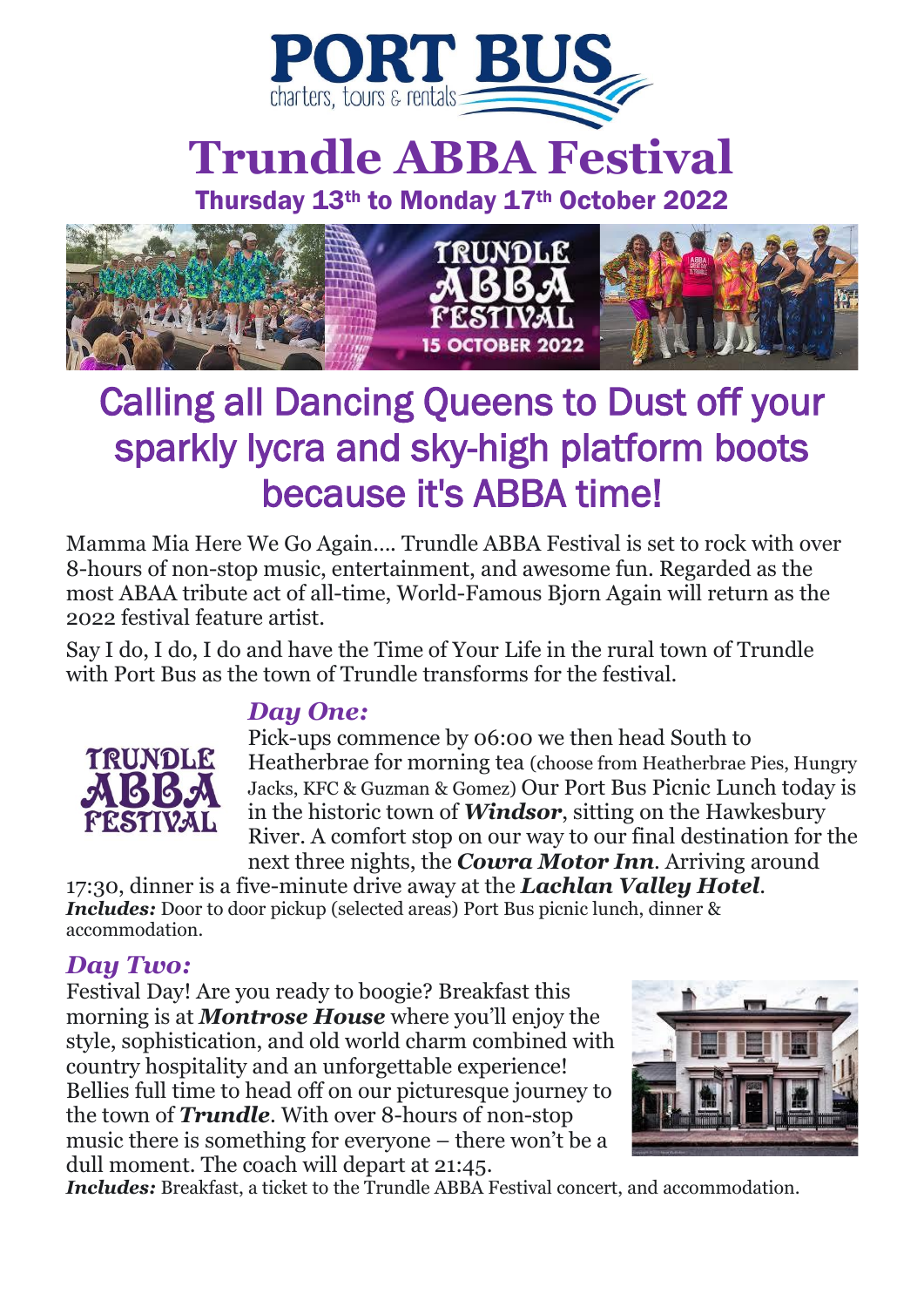# Trundle ABBA Festival

**Thursday 13th to Monday 17th October 2022**

## Calling all Dancing Queens to Dust off your sparkly lycra and sky-high platform boots because it's ABBA time!

Mamma Mia Here We Go Again…. Trundle ABBA Festival is set to rock with over 8-hours of non-stop music, entertainment, and awesome fun. Regarded as the most ABAA tribute act of all-time, World-Famous Bjorn Again will return as the 2022 festival feature artist.

Say I do, I do, I do and have the Time of Your Life in the rural town of Trundle with Port Bus as the town of Trundle transforms for the festival.

### *Day One:*

Pick-ups commence by 06:00 we then head South to Heatherbrae for morning tea (choose from Heatherbrae Pies, Hungry Jacks, KFC & Guzman & Gomez) Our Port Bus Picnic Lunch today is in the historic town of ***Windsor***, sitting on the Hawkesbury River. A comfort stop on our way to our final destination for the next three nights, the ***Cowra Motor Inn***. Arriving around 17:30, dinner is a five-minute drive away at the ***Lachlan Valley Hotel***.

***Includes:*** Door to door pickup (selected areas) Port Bus picnic lunch, dinner & accommodation.

### *Day Two:*

Festival Day! Are you ready to boogie? Breakfast this morning is at ***Montrose House*** where you'll enjoy the style, sophistication, and old world charm combined with country hospitality and an unforgettable experience! Bellies full time to head off on our picturesque journey to the town of ***Trundle***. With over 8-hours of non-stop music there is something for everyone – there won't be a dull moment. The coach will depart at 21:45.

***Includes:*** Breakfast, a ticket to the Trundle ABBA Festival concert, and accommodation.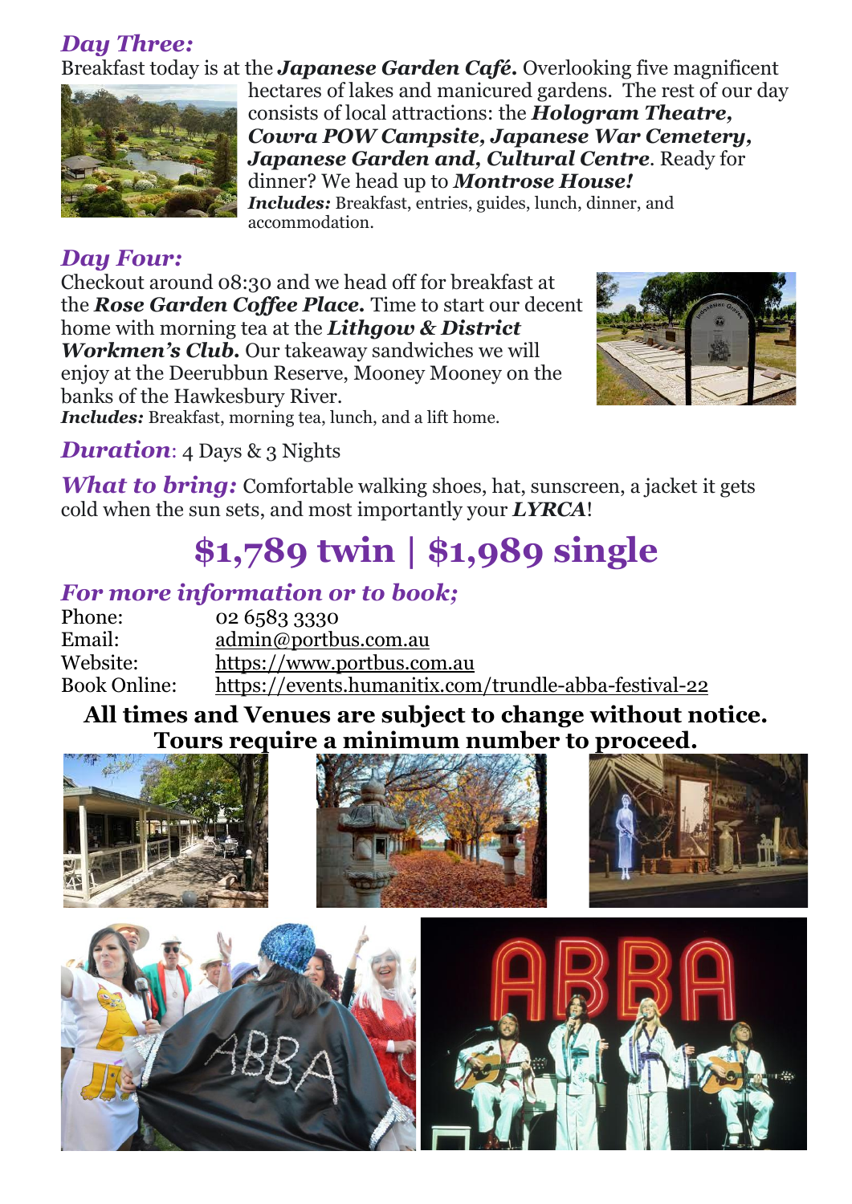## *Day Three:*

Breakfast today is at the ***Japanese Garden Café.*** Overlooking five magnificent hectares of lakes and manicured gardens. The rest of our day consists of local attractions: the ***Hologram Theatre, Cowra POW Campsite, Japanese War Cemetery, Japanese Garden and, Cultural Centre***. Ready for dinner? We head up to ***Montrose House!***

***Includes:*** Breakfast, entries, guides, lunch, dinner, and accommodation.

## *Day Four:*

Checkout around 08:30 and we head off for breakfast at the ***Rose Garden Coffee Place.*** Time to start our decent home with morning tea at the ***Lithgow & District Workmen's Club.*** Our takeaway sandwiches we will enjoy at the Deerubbun Reserve, Mooney Mooney on the banks of the Hawkesbury River.

***Includes:*** Breakfast, morning tea, lunch, and a lift home.

***Duration***: 4 Days & 3 Nights

***What to bring:*** Comfortable walking shoes, hat, sunscreen, a jacket it gets cold when the sun sets, and most importantly your ***LYRCA***!

# $1,789 twin | $1,989 single

## *For more information or to book;*

Phone: 02 6583 3330
Email: admin@portbus.com.au
Website: https://www.portbus.com.au
Book Online: https://events.humanitix.com/trundle-abba-festival-22

**All times and Venues are subject to change without notice.**
**Tours require a minimum number to proceed.**